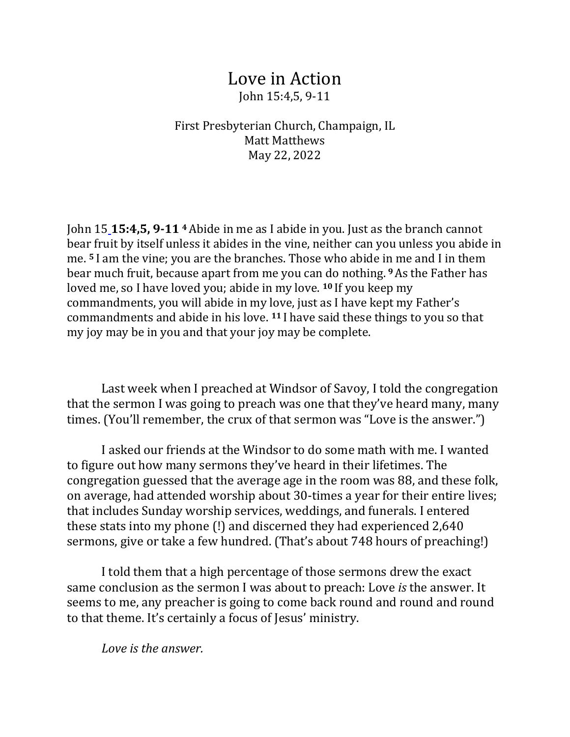# Love in Action

John 15:4,5, 9-11

First Presbyterian Church, Champaign, IL
Matt Matthews
May 22, 2022

John 15 **15:4,5, 9-11** [4] Abide in me as I abide in you. Just as the branch cannot bear fruit by itself unless it abides in the vine, neither can you unless you abide in me. [5] I am the vine; you are the branches. Those who abide in me and I in them bear much fruit, because apart from me you can do nothing. [9] As the Father has loved me, so I have loved you; abide in my love. [10] If you keep my commandments, you will abide in my love, just as I have kept my Father's commandments and abide in his love. [11] I have said these things to you so that my joy may be in you and that your joy may be complete.

Last week when I preached at Windsor of Savoy, I told the congregation that the sermon I was going to preach was one that they've heard many, many times. (You'll remember, the crux of that sermon was "Love is the answer.")

I asked our friends at the Windsor to do some math with me. I wanted to figure out how many sermons they've heard in their lifetimes. The congregation guessed that the average age in the room was 88, and these folk, on average, had attended worship about 30-times a year for their entire lives; that includes Sunday worship services, weddings, and funerals. I entered these stats into my phone (!) and discerned they had experienced 2,640 sermons, give or take a few hundred. (That's about 748 hours of preaching!)

I told them that a high percentage of those sermons drew the exact same conclusion as the sermon I was about to preach: Love *is* the answer. It seems to me, any preacher is going to come back round and round and round to that theme. It's certainly a focus of Jesus' ministry.

*Love is the answer.*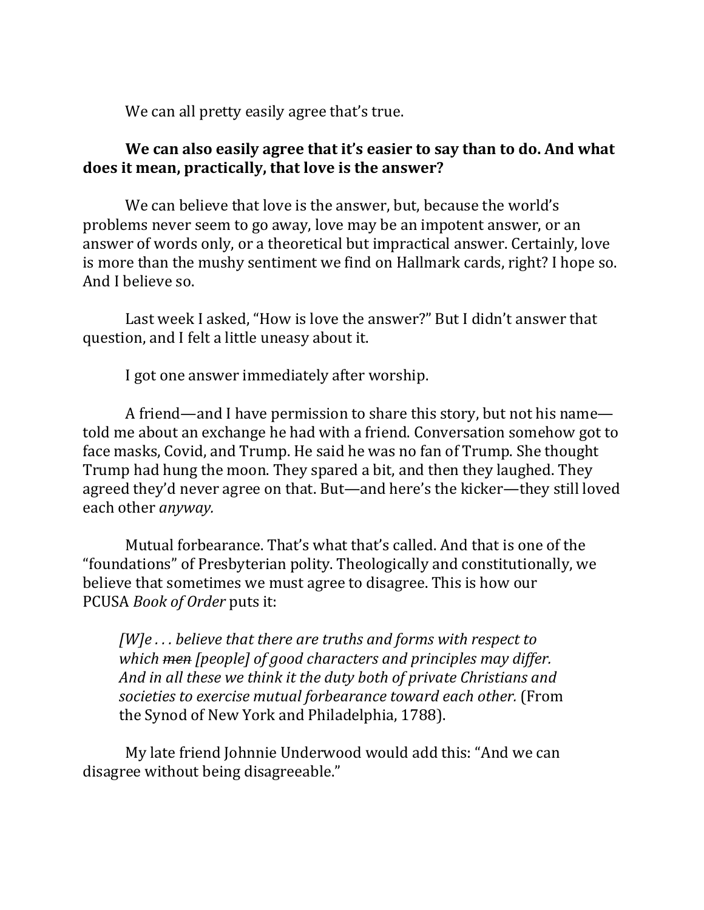We can all pretty easily agree that's true.

**We can also easily agree that it's easier to say than to do. And what does it mean, practically, that love is the answer?**

We can believe that love is the answer, but, because the world's problems never seem to go away, love may be an impotent answer, or an answer of words only, or a theoretical but impractical answer. Certainly, love is more than the mushy sentiment we find on Hallmark cards, right? I hope so. And I believe so.

Last week I asked, "How is love the answer?" But I didn't answer that question, and I felt a little uneasy about it.

I got one answer immediately after worship.

A friend—and I have permission to share this story, but not his name—told me about an exchange he had with a friend. Conversation somehow got to face masks, Covid, and Trump. He said he was no fan of Trump. She thought Trump had hung the moon. They spared a bit, and then they laughed. They agreed they'd never agree on that. But—and here's the kicker—they still loved each other *anyway.*

Mutual forbearance. That's what that's called. And that is one of the "foundations" of Presbyterian polity. Theologically and constitutionally, we believe that sometimes we must agree to disagree. This is how our PCUSA *Book of Order* puts it:

> *[W]e . . . believe that there are truths and forms with respect to which ~~men~~ [people] of good characters and principles may differ. And in all these we think it the duty both of private Christians and societies to exercise mutual forbearance toward each other.* (From the Synod of New York and Philadelphia, 1788).

My late friend Johnnie Underwood would add this: "And we can disagree without being disagreeable."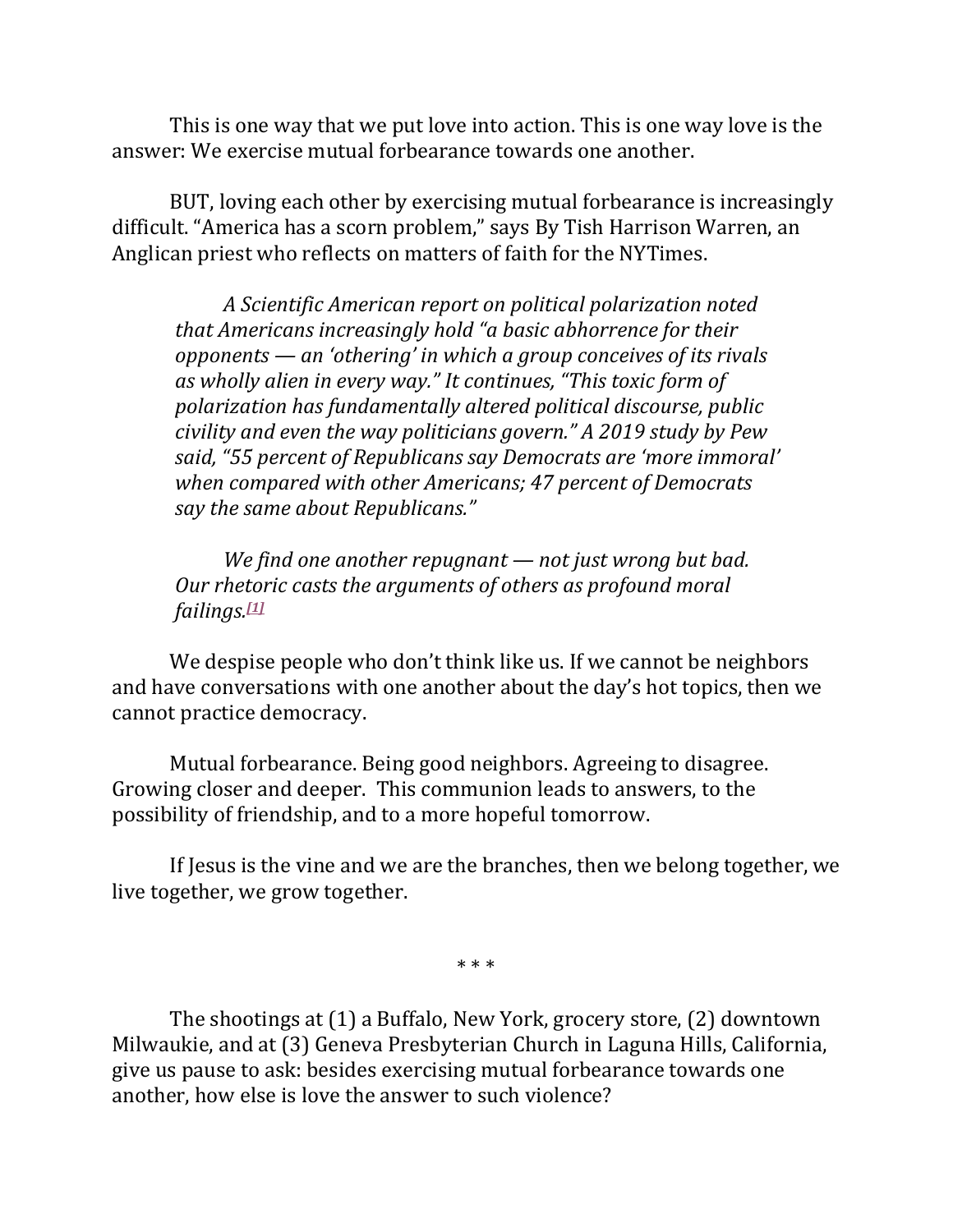This is one way that we put love into action. This is one way love is the answer: We exercise mutual forbearance towards one another.

BUT, loving each other by exercising mutual forbearance is increasingly difficult. "America has a scorn problem," says By Tish Harrison Warren, an Anglican priest who reflects on matters of faith for the NYTimes.

> *A Scientific American report on political polarization noted that Americans increasingly hold "a basic abhorrence for their opponents — an 'othering' in which a group conceives of its rivals as wholly alien in every way." It continues, "This toxic form of polarization has fundamentally altered political discourse, public civility and even the way politicians govern." A 2019 study by Pew said, "55 percent of Republicans say Democrats are 'more immoral' when compared with other Americans; 47 percent of Democrats say the same about Republicans."*
>
> *We find one another repugnant — not just wrong but bad. Our rhetoric casts the arguments of others as profound moral failings.*[1]

We despise people who don't think like us. If we cannot be neighbors and have conversations with one another about the day's hot topics, then we cannot practice democracy.

Mutual forbearance. Being good neighbors. Agreeing to disagree. Growing closer and deeper. This communion leads to answers, to the possibility of friendship, and to a more hopeful tomorrow.

If Jesus is the vine and we are the branches, then we belong together, we live together, we grow together.

\* \* \*

The shootings at (1) a Buffalo, New York, grocery store, (2) downtown Milwaukie, and at (3) Geneva Presbyterian Church in Laguna Hills, California, give us pause to ask: besides exercising mutual forbearance towards one another, how else is love the answer to such violence?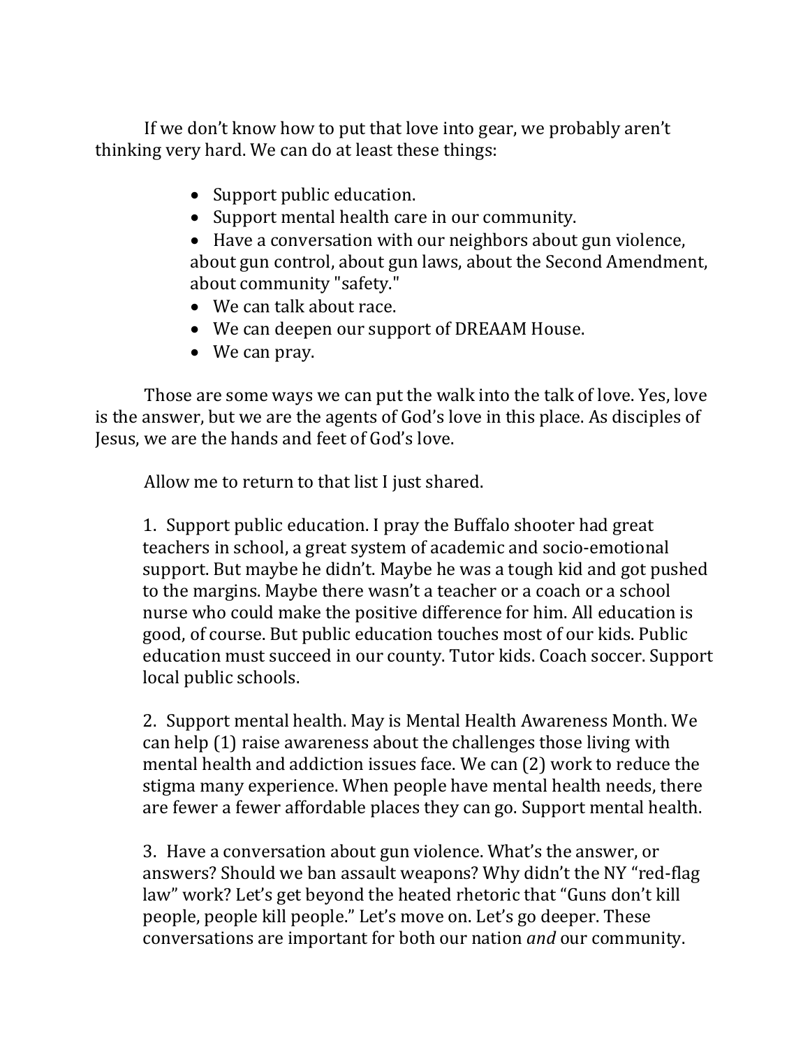If we don't know how to put that love into gear, we probably aren't thinking very hard. We can do at least these things:

- Support public education.
- Support mental health care in our community.
- Have a conversation with our neighbors about gun violence, about gun control, about gun laws, about the Second Amendment, about community "safety."
- We can talk about race.
- We can deepen our support of DREAAM House.
- We can pray.

Those are some ways we can put the walk into the talk of love. Yes, love is the answer, but we are the agents of God's love in this place. As disciples of Jesus, we are the hands and feet of God's love.

Allow me to return to that list I just shared.

1. Support public education. I pray the Buffalo shooter had great teachers in school, a great system of academic and socio-emotional support. But maybe he didn't. Maybe he was a tough kid and got pushed to the margins. Maybe there wasn't a teacher or a coach or a school nurse who could make the positive difference for him. All education is good, of course. But public education touches most of our kids. Public education must succeed in our county. Tutor kids. Coach soccer. Support local public schools.

2. Support mental health. May is Mental Health Awareness Month. We can help (1) raise awareness about the challenges those living with mental health and addiction issues face. We can (2) work to reduce the stigma many experience. When people have mental health needs, there are fewer a fewer affordable places they can go. Support mental health.

3. Have a conversation about gun violence. What's the answer, or answers? Should we ban assault weapons? Why didn't the NY "red-flag law" work? Let's get beyond the heated rhetoric that "Guns don't kill people, people kill people." Let's move on. Let's go deeper. These conversations are important for both our nation *and* our community.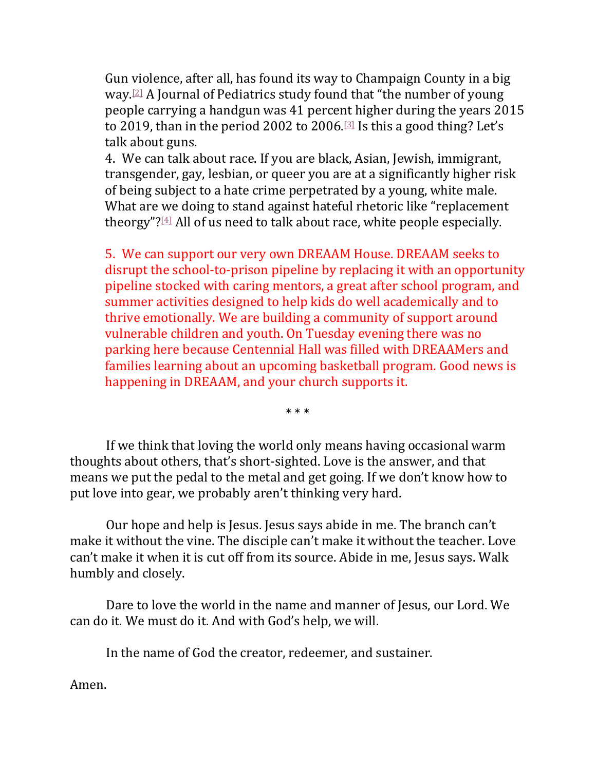Gun violence, after all, has found its way to Champaign County in a big way.[2] A Journal of Pediatrics study found that "the number of young people carrying a handgun was 41 percent higher during the years 2015 to 2019, than in the period 2002 to 2006.[3] Is this a good thing? Let's talk about guns.

4. We can talk about race. If you are black, Asian, Jewish, immigrant, transgender, gay, lesbian, or queer you are at a significantly higher risk of being subject to a hate crime perpetrated by a young, white male. What are we doing to stand against hateful rhetoric like "replacement theorgy"?[4] All of us need to talk about race, white people especially.

5. We can support our very own DREAAM House. DREAAM seeks to disrupt the school-to-prison pipeline by replacing it with an opportunity pipeline stocked with caring mentors, a great after school program, and summer activities designed to help kids do well academically and to thrive emotionally. We are building a community of support around vulnerable children and youth. On Tuesday evening there was no parking here because Centennial Hall was filled with DREAAMers and families learning about an upcoming basketball program. Good news is happening in DREAAM, and your church supports it.

\* \* \*

If we think that loving the world only means having occasional warm thoughts about others, that's short-sighted. Love is the answer, and that means we put the pedal to the metal and get going. If we don't know how to put love into gear, we probably aren't thinking very hard.

Our hope and help is Jesus. Jesus says abide in me. The branch can't make it without the vine. The disciple can't make it without the teacher. Love can't make it when it is cut off from its source. Abide in me, Jesus says. Walk humbly and closely.

Dare to love the world in the name and manner of Jesus, our Lord. We can do it. We must do it. And with God's help, we will.

In the name of God the creator, redeemer, and sustainer.

Amen.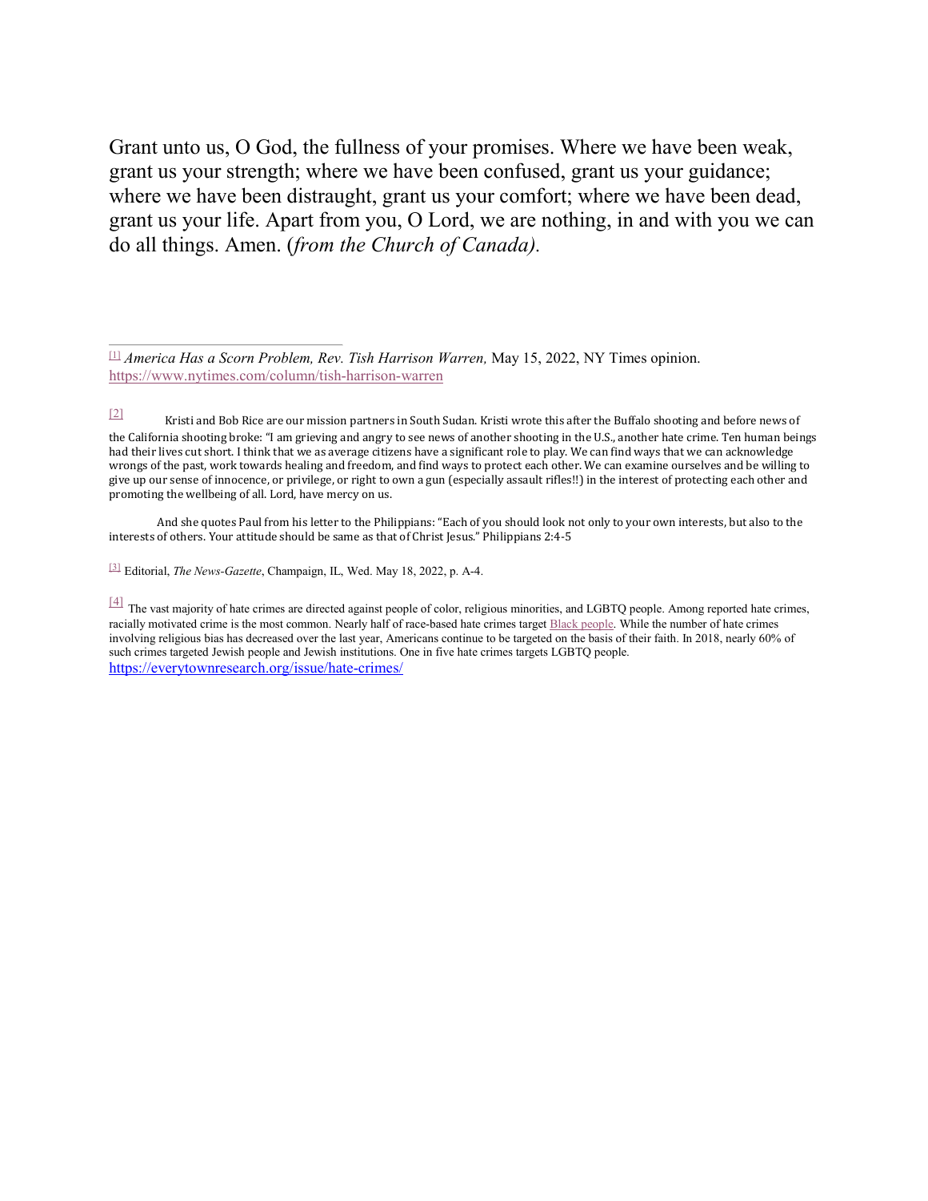Grant unto us, O God, the fullness of your promises. Where we have been weak, grant us your strength; where we have been confused, grant us your guidance; where we have been distraught, grant us your comfort; where we have been dead, grant us your life. Apart from you, O Lord, we are nothing, in and with you we can do all things. Amen. (*from the Church of Canada).*

---

[1] *America Has a Scorn Problem, Rev. Tish Harrison Warren,* May 15, 2022, NY Times opinion. https://www.nytimes.com/column/tish-harrison-warren

[2] Kristi and Bob Rice are our mission partners in South Sudan. Kristi wrote this after the Buffalo shooting and before news of the California shooting broke: "I am grieving and angry to see news of another shooting in the U.S., another hate crime. Ten human beings had their lives cut short. I think that we as average citizens have a significant role to play. We can find ways that we can acknowledge wrongs of the past, work towards healing and freedom, and find ways to protect each other. We can examine ourselves and be willing to give up our sense of innocence, or privilege, or right to own a gun (especially assault rifles!!) in the interest of protecting each other and promoting the wellbeing of all. Lord, have mercy on us.

And she quotes Paul from his letter to the Philippians: "Each of you should look not only to your own interests, but also to the interests of others. Your attitude should be same as that of Christ Jesus." Philippians 2:4-5

[3] Editorial, *The News-Gazette*, Champaign, IL, Wed. May 18, 2022, p. A-4.

[4] The vast majority of hate crimes are directed against people of color, religious minorities, and LGBTQ people. Among reported hate crimes, racially motivated crime is the most common. Nearly half of race-based hate crimes target Black people. While the number of hate crimes involving religious bias has decreased over the last year, Americans continue to be targeted on the basis of their faith. In 2018, nearly 60% of such crimes targeted Jewish people and Jewish institutions. One in five hate crimes targets LGBTQ people. https://everytownresearch.org/issue/hate-crimes/